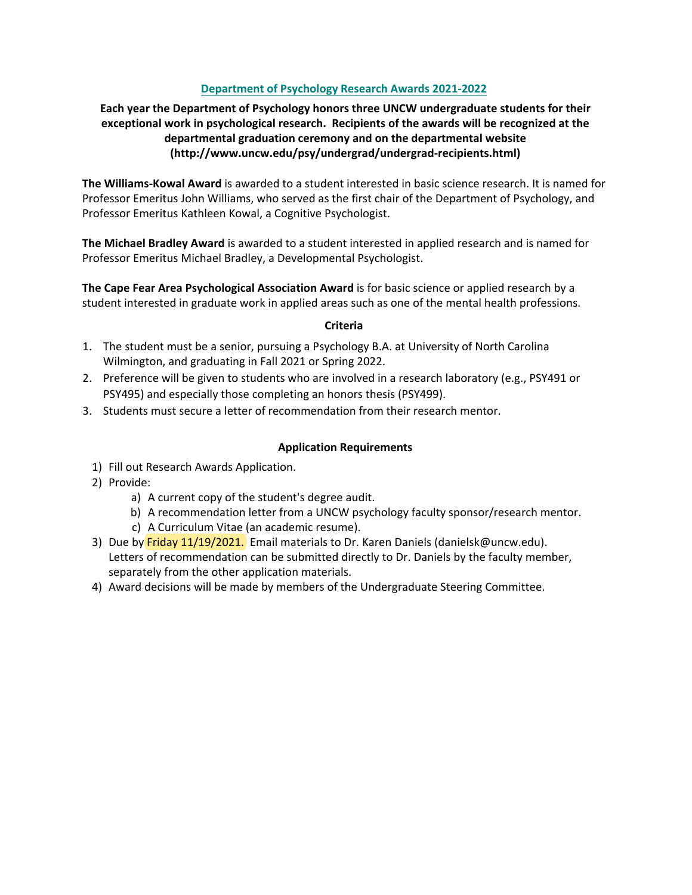## Department of Psychology Research Awards 2021-2022

**Each year the Department of Psychology honors three UNCW undergraduate students for their exceptional work in psychological research. Recipients of the awards will be recognized at the departmental graduation ceremony and on the departmental website (http://www.uncw.edu/psy/undergrad/undergrad-recipients.html)**

**The Williams-Kowal Award** is awarded to a student interested in basic science research. It is named for Professor Emeritus John Williams, who served as the first chair of the Department of Psychology, and Professor Emeritus Kathleen Kowal, a Cognitive Psychologist.

**The Michael Bradley Award** is awarded to a student interested in applied research and is named for Professor Emeritus Michael Bradley, a Developmental Psychologist.

**The Cape Fear Area Psychological Association Award** is for basic science or applied research by a student interested in graduate work in applied areas such as one of the mental health professions.

### Criteria

1. The student must be a senior, pursuing a Psychology B.A. at University of North Carolina Wilmington, and graduating in Fall 2021 or Spring 2022.
2. Preference will be given to students who are involved in a research laboratory (e.g., PSY491 or PSY495) and especially those completing an honors thesis (PSY499).
3. Students must secure a letter of recommendation from their research mentor.

### Application Requirements

1) Fill out Research Awards Application.
2) Provide:
   a) A current copy of the student's degree audit.
   b) A recommendation letter from a UNCW psychology faculty sponsor/research mentor.
   c) A Curriculum Vitae (an academic resume).
3) Due by Friday 11/19/2021. Email materials to Dr. Karen Daniels (danielsk@uncw.edu). Letters of recommendation can be submitted directly to Dr. Daniels by the faculty member, separately from the other application materials.
4) Award decisions will be made by members of the Undergraduate Steering Committee.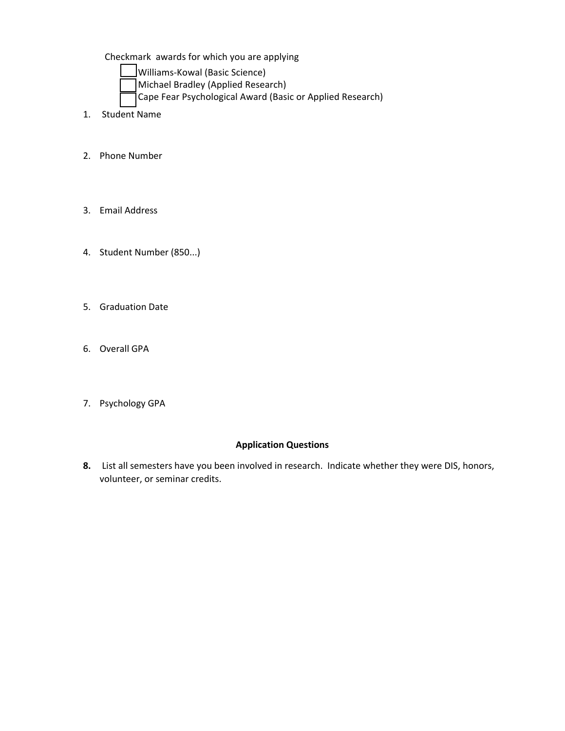Checkmark awards for which you are applying

- ☐ Williams-Kowal (Basic Science)
- ☐ Michael Bradley (Applied Research)
- ☐ Cape Fear Psychological Award (Basic or Applied Research)

1. Student Name

2. Phone Number

3. Email Address

4. Student Number (850...)

5. Graduation Date

6. Overall GPA

7. Psychology GPA

**Application Questions**

**8.** List all semesters have you been involved in research. Indicate whether they were DIS, honors, volunteer, or seminar credits.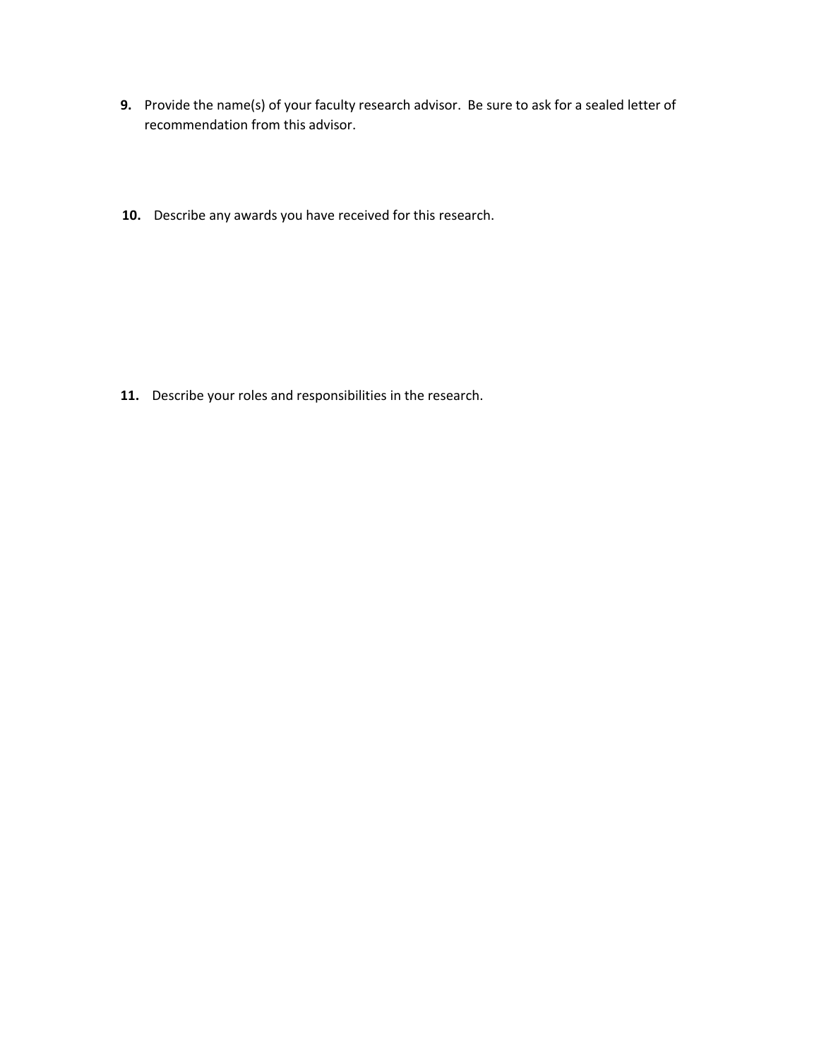**9.** Provide the name(s) of your faculty research advisor. Be sure to ask for a sealed letter of recommendation from this advisor.

**10.** Describe any awards you have received for this research.

**11.** Describe your roles and responsibilities in the research.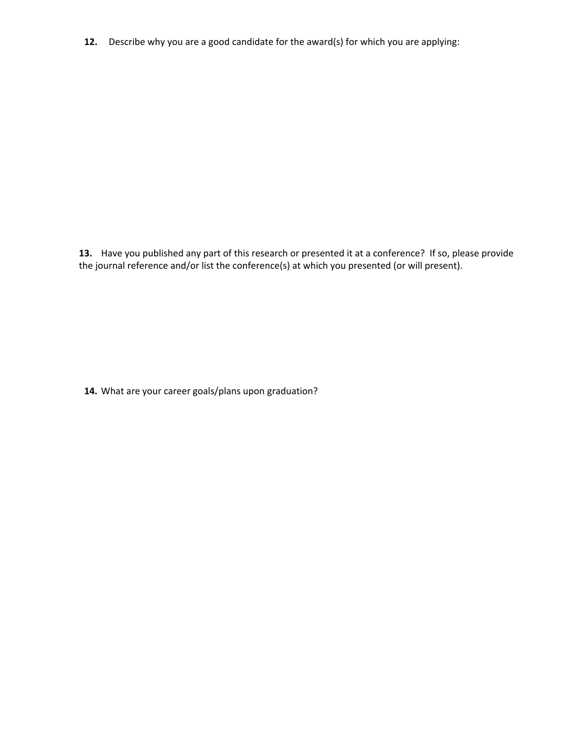**12.** Describe why you are a good candidate for the award(s) for which you are applying:

**13.** Have you published any part of this research or presented it at a conference? If so, please provide the journal reference and/or list the conference(s) at which you presented (or will present).

**14.** What are your career goals/plans upon graduation?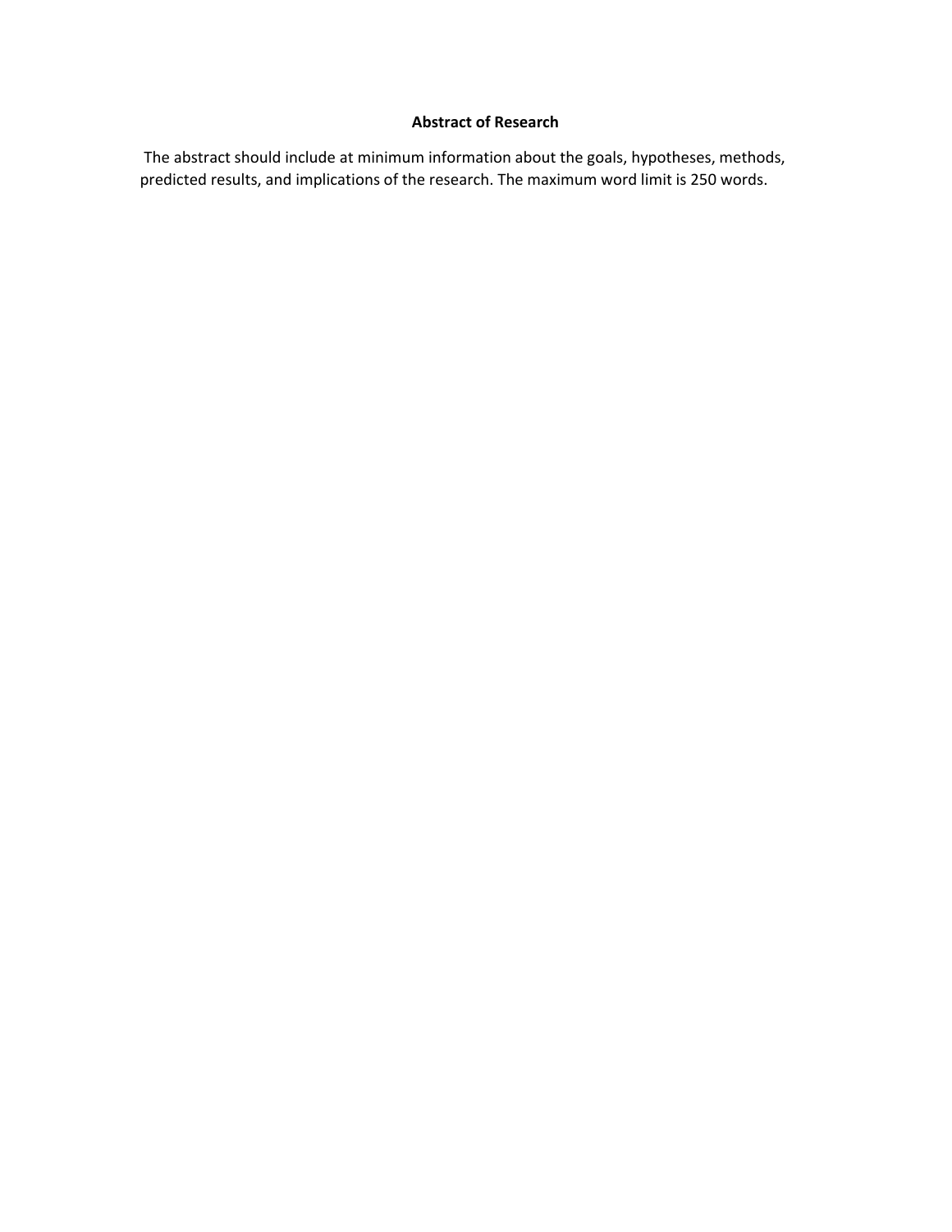## Abstract of Research

The abstract should include at minimum information about the goals, hypotheses, methods, predicted results, and implications of the research. The maximum word limit is 250 words.